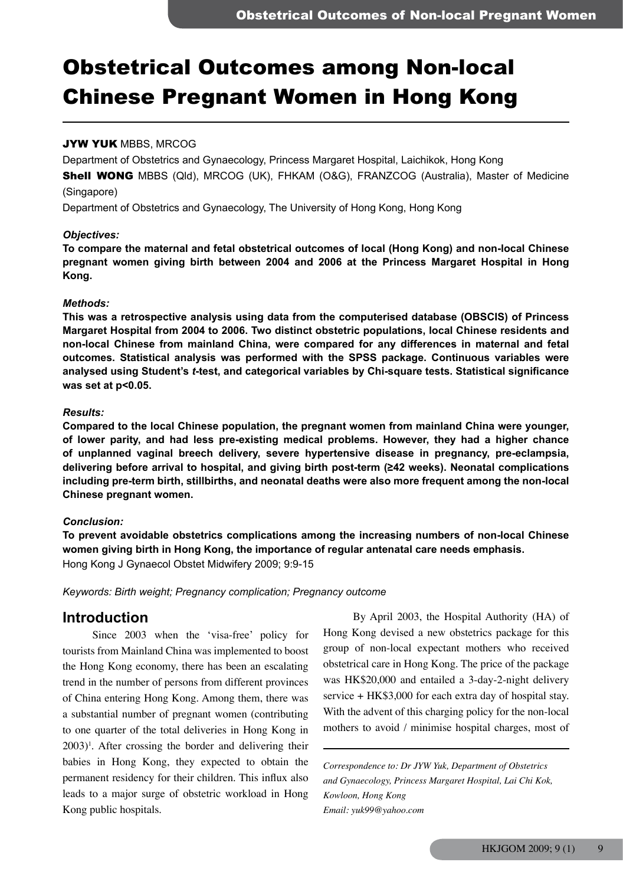# Obstetrical Outcomes among Non-local Chinese Pregnant Women in Hong Kong

**JYW YUK** MBBS, MRCOG

Department of Obstetrics and Gynaecology, Princess Margaret Hospital, Laichikok, Hong Kong

**Shell WONG** MBBS (Qld), MRCOG (UK), FHKAM (O&G), FRANZCOG (Australia), Master of Medicine (Singapore)

Department of Obstetrics and Gynaecology, The University of Hong Kong, Hong Kong

***Objectives:***

**To compare the maternal and fetal obstetrical outcomes of local (Hong Kong) and non-local Chinese pregnant women giving birth between 2004 and 2006 at the Princess Margaret Hospital in Hong Kong.**

***Methods:***

**This was a retrospective analysis using data from the computerised database (OBSCIS) of Princess Margaret Hospital from 2004 to 2006. Two distinct obstetric populations, local Chinese residents and non-local Chinese from mainland China, were compared for any differences in maternal and fetal outcomes. Statistical analysis was performed with the SPSS package. Continuous variables were analysed using Student's *t*-test, and categorical variables by Chi-square tests. Statistical significance was set at $p<0.05$.**

***Results:***

**Compared to the local Chinese population, the pregnant women from mainland China were younger, of lower parity, and had less pre-existing medical problems. However, they had a higher chance of unplanned vaginal breech delivery, severe hypertensive disease in pregnancy, pre-eclampsia, delivering before arrival to hospital, and giving birth post-term (≥42 weeks). Neonatal complications including pre-term birth, stillbirths, and neonatal deaths were also more frequent among the non-local Chinese pregnant women.**

***Conclusion:***

**To prevent avoidable obstetrics complications among the increasing numbers of non-local Chinese women giving birth in Hong Kong, the importance of regular antenatal care needs emphasis.**

Hong Kong J Gynaecol Obstet Midwifery 2009; 9:9-15

*Keywords: Birth weight; Pregnancy complication; Pregnancy outcome*

## Introduction

Since 2003 when the 'visa-free' policy for tourists from Mainland China was implemented to boost the Hong Kong economy, there has been an escalating trend in the number of persons from different provinces of China entering Hong Kong. Among them, there was a substantial number of pregnant women (contributing to one quarter of the total deliveries in Hong Kong in 2003)[1]. After crossing the border and delivering their babies in Hong Kong, they expected to obtain the permanent residency for their children. This influx also leads to a major surge of obstetric workload in Hong Kong public hospitals.

By April 2003, the Hospital Authority (HA) of Hong Kong devised a new obstetrics package for this group of non-local expectant mothers who received obstetrical care in Hong Kong. The price of the package was HK$20,000 and entailed a 3-day-2-night delivery service + HK$3,000 for each extra day of hospital stay. With the advent of this charging policy for the non-local mothers to avoid / minimise hospital charges, most of

*Correspondence to: Dr JYW Yuk, Department of Obstetrics and Gynaecology, Princess Margaret Hospital, Lai Chi Kok, Kowloon, Hong Kong*
*Email: yuk99@yahoo.com*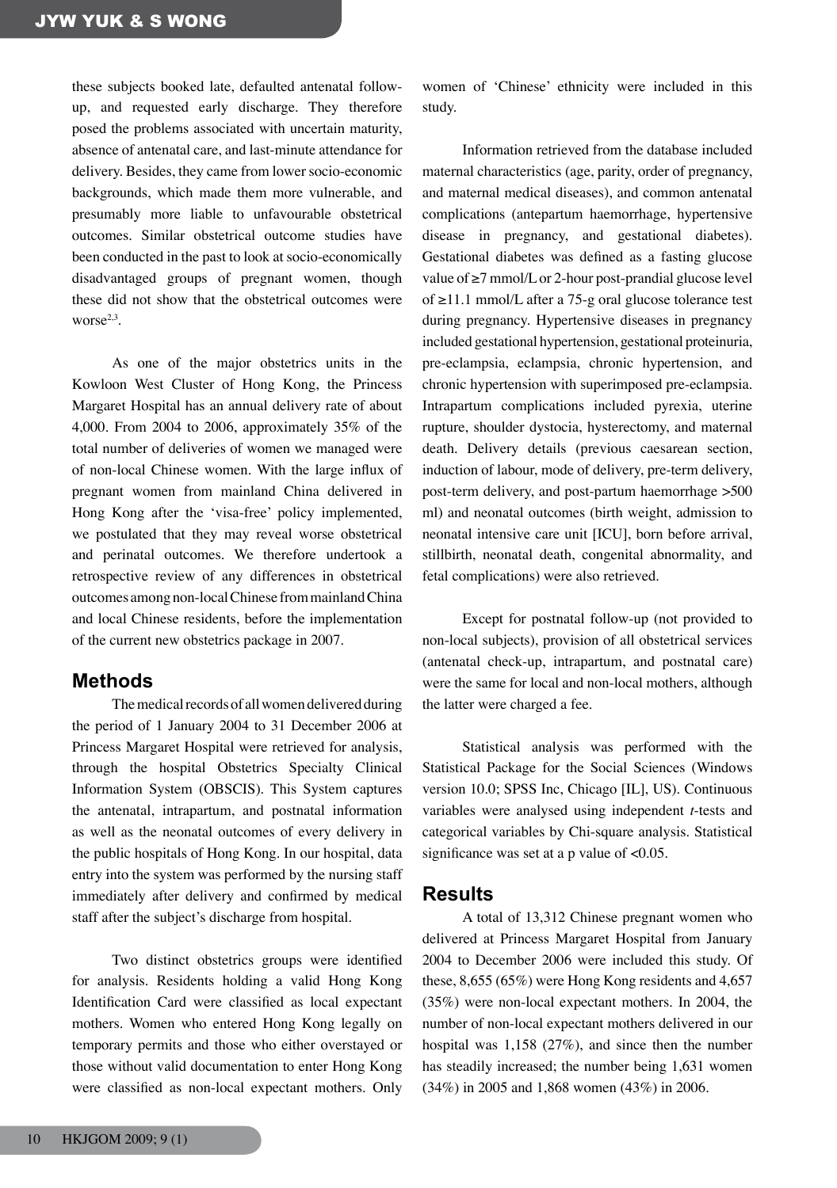these subjects booked late, defaulted antenatal follow-up, and requested early discharge. They therefore posed the problems associated with uncertain maturity, absence of antenatal care, and last-minute attendance for delivery. Besides, they came from lower socio-economic backgrounds, which made them more vulnerable, and presumably more liable to unfavourable obstetrical outcomes. Similar obstetrical outcome studies have been conducted in the past to look at socio-economically disadvantaged groups of pregnant women, though these did not show that the obstetrical outcomes were worse[2,3].

As one of the major obstetrics units in the Kowloon West Cluster of Hong Kong, the Princess Margaret Hospital has an annual delivery rate of about 4,000. From 2004 to 2006, approximately 35% of the total number of deliveries of women we managed were of non-local Chinese women. With the large influx of pregnant women from mainland China delivered in Hong Kong after the 'visa-free' policy implemented, we postulated that they may reveal worse obstetrical and perinatal outcomes. We therefore undertook a retrospective review of any differences in obstetrical outcomes among non-local Chinese from mainland China and local Chinese residents, before the implementation of the current new obstetrics package in 2007.

## Methods

The medical records of all women delivered during the period of 1 January 2004 to 31 December 2006 at Princess Margaret Hospital were retrieved for analysis, through the hospital Obstetrics Specialty Clinical Information System (OBSCIS). This System captures the antenatal, intrapartum, and postnatal information as well as the neonatal outcomes of every delivery in the public hospitals of Hong Kong. In our hospital, data entry into the system was performed by the nursing staff immediately after delivery and confirmed by medical staff after the subject's discharge from hospital.

Two distinct obstetrics groups were identified for analysis. Residents holding a valid Hong Kong Identification Card were classified as local expectant mothers. Women who entered Hong Kong legally on temporary permits and those who either overstayed or those without valid documentation to enter Hong Kong were classified as non-local expectant mothers. Only women of 'Chinese' ethnicity were included in this study.

Information retrieved from the database included maternal characteristics (age, parity, order of pregnancy, and maternal medical diseases), and common antenatal complications (antepartum haemorrhage, hypertensive disease in pregnancy, and gestational diabetes). Gestational diabetes was defined as a fasting glucose value of ≥7 mmol/L or 2-hour post-prandial glucose level of ≥11.1 mmol/L after a 75-g oral glucose tolerance test during pregnancy. Hypertensive diseases in pregnancy included gestational hypertension, gestational proteinuria, pre-eclampsia, eclampsia, chronic hypertension, and chronic hypertension with superimposed pre-eclampsia. Intrapartum complications included pyrexia, uterine rupture, shoulder dystocia, hysterectomy, and maternal death. Delivery details (previous caesarean section, induction of labour, mode of delivery, pre-term delivery, post-term delivery, and post-partum haemorrhage >500 ml) and neonatal outcomes (birth weight, admission to neonatal intensive care unit [ICU], born before arrival, stillbirth, neonatal death, congenital abnormality, and fetal complications) were also retrieved.

Except for postnatal follow-up (not provided to non-local subjects), provision of all obstetrical services (antenatal check-up, intrapartum, and postnatal care) were the same for local and non-local mothers, although the latter were charged a fee.

Statistical analysis was performed with the Statistical Package for the Social Sciences (Windows version 10.0; SPSS Inc, Chicago [IL], US). Continuous variables were analysed using independent *t*-tests and categorical variables by Chi-square analysis. Statistical significance was set at a p value of $<0.05$.

## Results

A total of 13,312 Chinese pregnant women who delivered at Princess Margaret Hospital from January 2004 to December 2006 were included this study. Of these, 8,655 (65%) were Hong Kong residents and 4,657 (35%) were non-local expectant mothers. In 2004, the number of non-local expectant mothers delivered in our hospital was 1,158 (27%), and since then the number has steadily increased; the number being 1,631 women (34%) in 2005 and 1,868 women (43%) in 2006.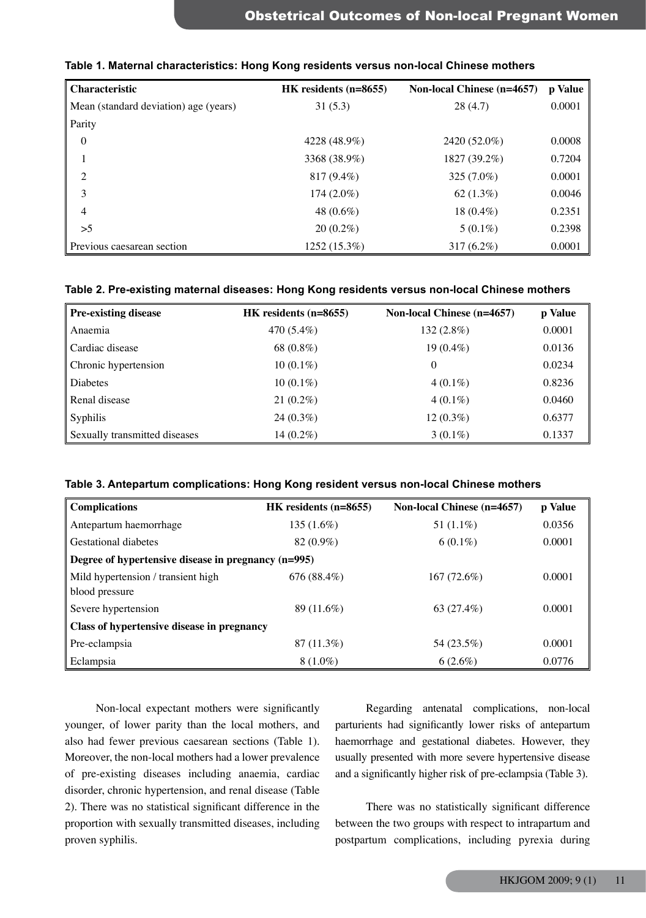**Table 1. Maternal characteristics: Hong Kong residents versus non-local Chinese mothers**

| Characteristic | HK residents (n=8655) | Non-local Chinese (n=4657) | p Value |
|---|---|---|---|
| Mean (standard deviation) age (years) | 31 (5.3) | 28 (4.7) | 0.0001 |
| Parity | | | |
| 0 | 4228 (48.9%) | 2420 (52.0%) | 0.0008 |
| 1 | 3368 (38.9%) | 1827 (39.2%) | 0.7204 |
| 2 | 817 (9.4%) | 325 (7.0%) | 0.0001 |
| 3 | 174 (2.0%) | 62 (1.3%) | 0.0046 |
| 4 | 48 (0.6%) | 18 (0.4%) | 0.2351 |
| >5 | 20 (0.2%) | 5 (0.1%) | 0.2398 |
| Previous caesarean section | 1252 (15.3%) | 317 (6.2%) | 0.0001 |

**Table 2. Pre-existing maternal diseases: Hong Kong residents versus non-local Chinese mothers**

| Pre-existing disease | HK residents (n=8655) | Non-local Chinese (n=4657) | p Value |
|---|---|---|---|
| Anaemia | 470 (5.4%) | 132 (2.8%) | 0.0001 |
| Cardiac disease | 68 (0.8%) | 19 (0.4%) | 0.0136 |
| Chronic hypertension | 10 (0.1%) | 0 | 0.0234 |
| Diabetes | 10 (0.1%) | 4 (0.1%) | 0.8236 |
| Renal disease | 21 (0.2%) | 4 (0.1%) | 0.0460 |
| Syphilis | 24 (0.3%) | 12 (0.3%) | 0.6377 |
| Sexually transmitted diseases | 14 (0.2%) | 3 (0.1%) | 0.1337 |

**Table 3. Antepartum complications: Hong Kong resident versus non-local Chinese mothers**

| Complications | HK residents (n=8655) | Non-local Chinese (n=4657) | p Value |
|---|---|---|---|
| Antepartum haemorrhage | 135 (1.6%) | 51 (1.1%) | 0.0356 |
| Gestational diabetes | 82 (0.9%) | 6 (0.1%) | 0.0001 |
| **Degree of hypertensive disease in pregnancy (n=995)** | | | |
| Mild hypertension / transient high blood pressure | 676 (88.4%) | 167 (72.6%) | 0.0001 |
| Severe hypertension | 89 (11.6%) | 63 (27.4%) | 0.0001 |
| **Class of hypertensive disease in pregnancy** | | | |
| Pre-eclampsia | 87 (11.3%) | 54 (23.5%) | 0.0001 |
| Eclampsia | 8 (1.0%) | 6 (2.6%) | 0.0776 |

Non-local expectant mothers were significantly younger, of lower parity than the local mothers, and also had fewer previous caesarean sections (Table 1). Moreover, the non-local mothers had a lower prevalence of pre-existing diseases including anaemia, cardiac disorder, chronic hypertension, and renal disease (Table 2). There was no statistical significant difference in the proportion with sexually transmitted diseases, including proven syphilis.

Regarding antenatal complications, non-local parturients had significantly lower risks of antepartum haemorrhage and gestational diabetes. However, they usually presented with more severe hypertensive disease and a significantly higher risk of pre-eclampsia (Table 3).

There was no statistically significant difference between the two groups with respect to intrapartum and postpartum complications, including pyrexia during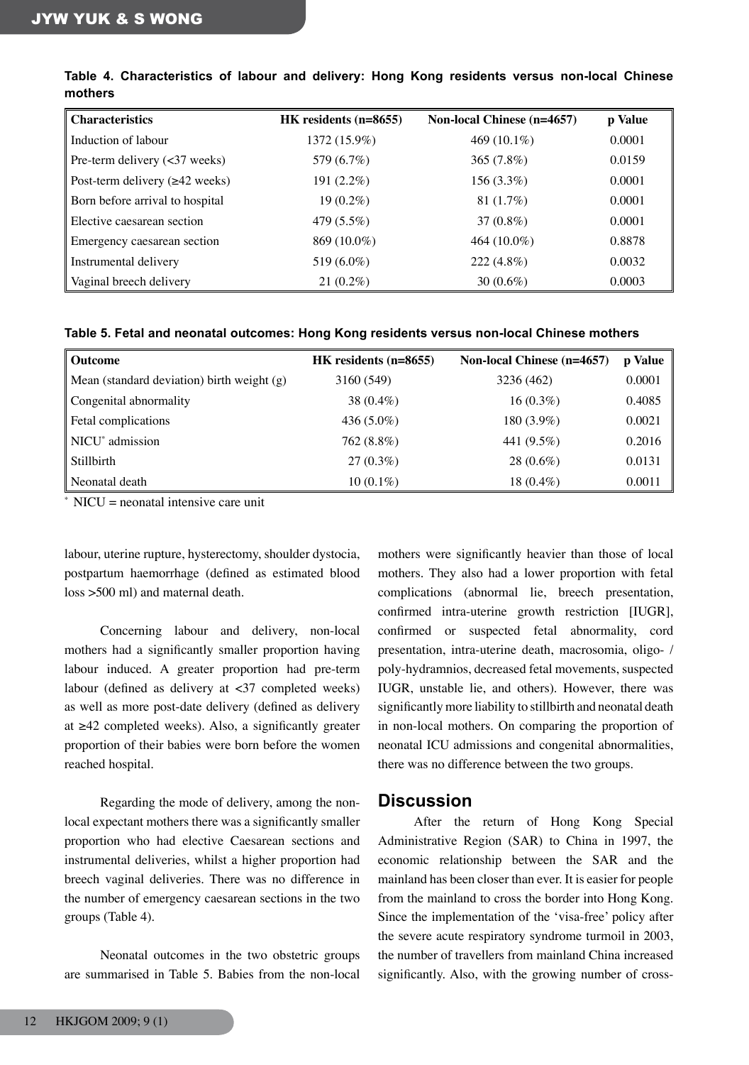**Table 4. Characteristics of labour and delivery: Hong Kong residents versus non-local Chinese mothers**

| Characteristics | HK residents (n=8655) | Non-local Chinese (n=4657) | p Value |
|---|---|---|---|
| Induction of labour | 1372 (15.9%) | 469 (10.1%) | 0.0001 |
| Pre-term delivery (<37 weeks) | 579 (6.7%) | 365 (7.8%) | 0.0159 |
| Post-term delivery (≥42 weeks) | 191 (2.2%) | 156 (3.3%) | 0.0001 |
| Born before arrival to hospital | 19 (0.2%) | 81 (1.7%) | 0.0001 |
| Elective caesarean section | 479 (5.5%) | 37 (0.8%) | 0.0001 |
| Emergency caesarean section | 869 (10.0%) | 464 (10.0%) | 0.8878 |
| Instrumental delivery | 519 (6.0%) | 222 (4.8%) | 0.0032 |
| Vaginal breech delivery | 21 (0.2%) | 30 (0.6%) | 0.0003 |

**Table 5. Fetal and neonatal outcomes: Hong Kong residents versus non-local Chinese mothers**

| Outcome | HK residents (n=8655) | Non-local Chinese (n=4657) | p Value |
|---|---|---|---|
| Mean (standard deviation) birth weight (g) | 3160 (549) | 3236 (462) | 0.0001 |
| Congenital abnormality | 38 (0.4%) | 16 (0.3%) | 0.4085 |
| Fetal complications | 436 (5.0%) | 180 (3.9%) | 0.0021 |
| NICU* admission | 762 (8.8%) | 441 (9.5%) | 0.2016 |
| Stillbirth | 27 (0.3%) | 28 (0.6%) | 0.0131 |
| Neonatal death | 10 (0.1%) | 18 (0.4%) | 0.0011 |

\* NICU = neonatal intensive care unit

labour, uterine rupture, hysterectomy, shoulder dystocia, postpartum haemorrhage (defined as estimated blood loss >500 ml) and maternal death.

Concerning labour and delivery, non-local mothers had a significantly smaller proportion having labour induced. A greater proportion had pre-term labour (defined as delivery at <37 completed weeks) as well as more post-date delivery (defined as delivery at ≥42 completed weeks). Also, a significantly greater proportion of their babies were born before the women reached hospital.

Regarding the mode of delivery, among the non-local expectant mothers there was a significantly smaller proportion who had elective Caesarean sections and instrumental deliveries, whilst a higher proportion had breech vaginal deliveries. There was no difference in the number of emergency caesarean sections in the two groups (Table 4).

Neonatal outcomes in the two obstetric groups are summarised in Table 5. Babies from the non-local mothers were significantly heavier than those of local mothers. They also had a lower proportion with fetal complications (abnormal lie, breech presentation, confirmed intra-uterine growth restriction [IUGR], confirmed or suspected fetal abnormality, cord presentation, intra-uterine death, macrosomia, oligo- / poly-hydramnios, decreased fetal movements, suspected IUGR, unstable lie, and others). However, there was significantly more liability to stillbirth and neonatal death in non-local mothers. On comparing the proportion of neonatal ICU admissions and congenital abnormalities, there was no difference between the two groups.

## Discussion

After the return of Hong Kong Special Administrative Region (SAR) to China in 1997, the economic relationship between the SAR and the mainland has been closer than ever. It is easier for people from the mainland to cross the border into Hong Kong. Since the implementation of the 'visa-free' policy after the severe acute respiratory syndrome turmoil in 2003, the number of travellers from mainland China increased significantly. Also, with the growing number of cross-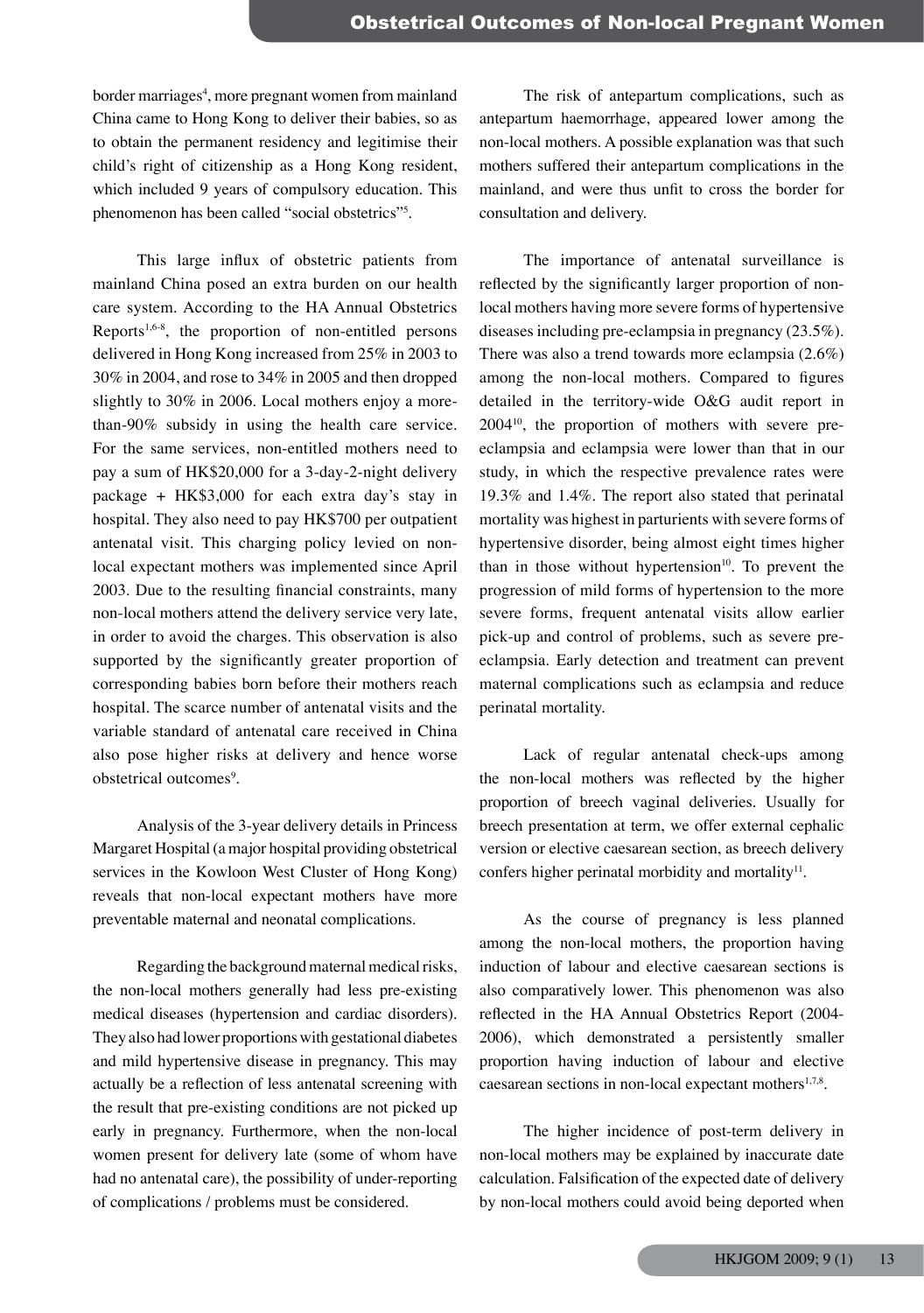border marriages[4], more pregnant women from mainland China came to Hong Kong to deliver their babies, so as to obtain the permanent residency and legitimise their child's right of citizenship as a Hong Kong resident, which included 9 years of compulsory education. This phenomenon has been called "social obstetrics"[5].

This large influx of obstetric patients from mainland China posed an extra burden on our health care system. According to the HA Annual Obstetrics Reports[1,6-8], the proportion of non-entitled persons delivered in Hong Kong increased from 25% in 2003 to 30% in 2004, and rose to 34% in 2005 and then dropped slightly to 30% in 2006. Local mothers enjoy a more-than-90% subsidy in using the health care service. For the same services, non-entitled mothers need to pay a sum of HK$20,000 for a 3-day-2-night delivery package + HK$3,000 for each extra day's stay in hospital. They also need to pay HK$700 per outpatient antenatal visit. This charging policy levied on non-local expectant mothers was implemented since April 2003. Due to the resulting financial constraints, many non-local mothers attend the delivery service very late, in order to avoid the charges. This observation is also supported by the significantly greater proportion of corresponding babies born before their mothers reach hospital. The scarce number of antenatal visits and the variable standard of antenatal care received in China also pose higher risks at delivery and hence worse obstetrical outcomes[9].

Analysis of the 3-year delivery details in Princess Margaret Hospital (a major hospital providing obstetrical services in the Kowloon West Cluster of Hong Kong) reveals that non-local expectant mothers have more preventable maternal and neonatal complications.

Regarding the background maternal medical risks, the non-local mothers generally had less pre-existing medical diseases (hypertension and cardiac disorders). They also had lower proportions with gestational diabetes and mild hypertensive disease in pregnancy. This may actually be a reflection of less antenatal screening with the result that pre-existing conditions are not picked up early in pregnancy. Furthermore, when the non-local women present for delivery late (some of whom have had no antenatal care), the possibility of under-reporting of complications / problems must be considered.

The risk of antepartum complications, such as antepartum haemorrhage, appeared lower among the non-local mothers. A possible explanation was that such mothers suffered their antepartum complications in the mainland, and were thus unfit to cross the border for consultation and delivery.

The importance of antenatal surveillance is reflected by the significantly larger proportion of non-local mothers having more severe forms of hypertensive diseases including pre-eclampsia in pregnancy (23.5%). There was also a trend towards more eclampsia (2.6%) among the non-local mothers. Compared to figures detailed in the territory-wide O&G audit report in 2004[10], the proportion of mothers with severe pre-eclampsia and eclampsia were lower than that in our study, in which the respective prevalence rates were 19.3% and 1.4%. The report also stated that perinatal mortality was highest in parturients with severe forms of hypertensive disorder, being almost eight times higher than in those without hypertension[10]. To prevent the progression of mild forms of hypertension to the more severe forms, frequent antenatal visits allow earlier pick-up and control of problems, such as severe pre-eclampsia. Early detection and treatment can prevent maternal complications such as eclampsia and reduce perinatal mortality.

Lack of regular antenatal check-ups among the non-local mothers was reflected by the higher proportion of breech vaginal deliveries. Usually for breech presentation at term, we offer external cephalic version or elective caesarean section, as breech delivery confers higher perinatal morbidity and mortality[11].

As the course of pregnancy is less planned among the non-local mothers, the proportion having induction of labour and elective caesarean sections is also comparatively lower. This phenomenon was also reflected in the HA Annual Obstetrics Report (2004-2006), which demonstrated a persistently smaller proportion having induction of labour and elective caesarean sections in non-local expectant mothers[1,7,8].

The higher incidence of post-term delivery in non-local mothers may be explained by inaccurate date calculation. Falsification of the expected date of delivery by non-local mothers could avoid being deported when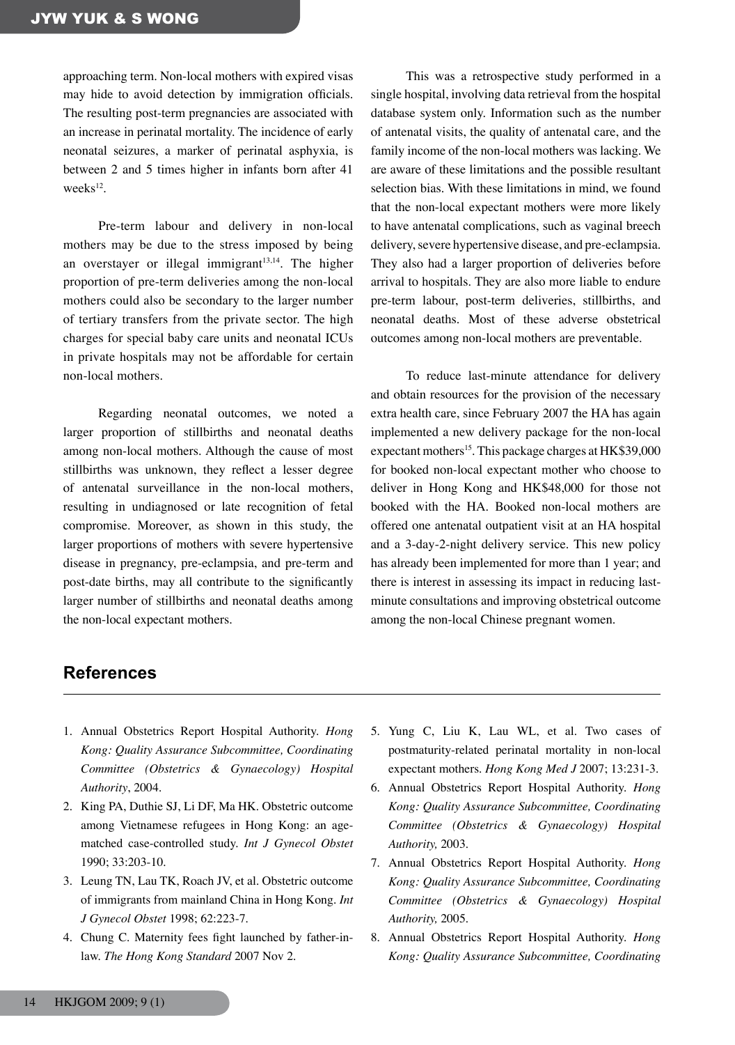approaching term. Non-local mothers with expired visas may hide to avoid detection by immigration officials. The resulting post-term pregnancies are associated with an increase in perinatal mortality. The incidence of early neonatal seizures, a marker of perinatal asphyxia, is between 2 and 5 times higher in infants born after 41 weeks[12].

Pre-term labour and delivery in non-local mothers may be due to the stress imposed by being an overstayer or illegal immigrant[13,14]. The higher proportion of pre-term deliveries among the non-local mothers could also be secondary to the larger number of tertiary transfers from the private sector. The high charges for special baby care units and neonatal ICUs in private hospitals may not be affordable for certain non-local mothers.

Regarding neonatal outcomes, we noted a larger proportion of stillbirths and neonatal deaths among non-local mothers. Although the cause of most stillbirths was unknown, they reflect a lesser degree of antenatal surveillance in the non-local mothers, resulting in undiagnosed or late recognition of fetal compromise. Moreover, as shown in this study, the larger proportions of mothers with severe hypertensive disease in pregnancy, pre-eclampsia, and pre-term and post-date births, may all contribute to the significantly larger number of stillbirths and neonatal deaths among the non-local expectant mothers.

This was a retrospective study performed in a single hospital, involving data retrieval from the hospital database system only. Information such as the number of antenatal visits, the quality of antenatal care, and the family income of the non-local mothers was lacking. We are aware of these limitations and the possible resultant selection bias. With these limitations in mind, we found that the non-local expectant mothers were more likely to have antenatal complications, such as vaginal breech delivery, severe hypertensive disease, and pre-eclampsia. They also had a larger proportion of deliveries before arrival to hospitals. They are also more liable to endure pre-term labour, post-term deliveries, stillbirths, and neonatal deaths. Most of these adverse obstetrical outcomes among non-local mothers are preventable.

To reduce last-minute attendance for delivery and obtain resources for the provision of the necessary extra health care, since February 2007 the HA has again implemented a new delivery package for the non-local expectant mothers[15]. This package charges at HK$39,000 for booked non-local expectant mother who choose to deliver in Hong Kong and HK$48,000 for those not booked with the HA. Booked non-local mothers are offered one antenatal outpatient visit at an HA hospital and a 3-day-2-night delivery service. This new policy has already been implemented for more than 1 year; and there is interest in assessing its impact in reducing last-minute consultations and improving obstetrical outcome among the non-local Chinese pregnant women.

## References

1. Annual Obstetrics Report Hospital Authority. *Hong Kong: Quality Assurance Subcommittee, Coordinating Committee (Obstetrics & Gynaecology) Hospital Authority*, 2004.
2. King PA, Duthie SJ, Li DF, Ma HK. Obstetric outcome among Vietnamese refugees in Hong Kong: an age-matched case-controlled study. *Int J Gynecol Obstet* 1990; 33:203-10.
3. Leung TN, Lau TK, Roach JV, et al. Obstetric outcome of immigrants from mainland China in Hong Kong. *Int J Gynecol Obstet* 1998; 62:223-7.
4. Chung C. Maternity fees fight launched by father-in-law. *The Hong Kong Standard* 2007 Nov 2.
5. Yung C, Liu K, Lau WL, et al. Two cases of postmaturity-related perinatal mortality in non-local expectant mothers. *Hong Kong Med J* 2007; 13:231-3.
6. Annual Obstetrics Report Hospital Authority. *Hong Kong: Quality Assurance Subcommittee, Coordinating Committee (Obstetrics & Gynaecology) Hospital Authority,* 2003.
7. Annual Obstetrics Report Hospital Authority. *Hong Kong: Quality Assurance Subcommittee, Coordinating Committee (Obstetrics & Gynaecology) Hospital Authority,* 2005.
8. Annual Obstetrics Report Hospital Authority. *Hong Kong: Quality Assurance Subcommittee, Coordinating*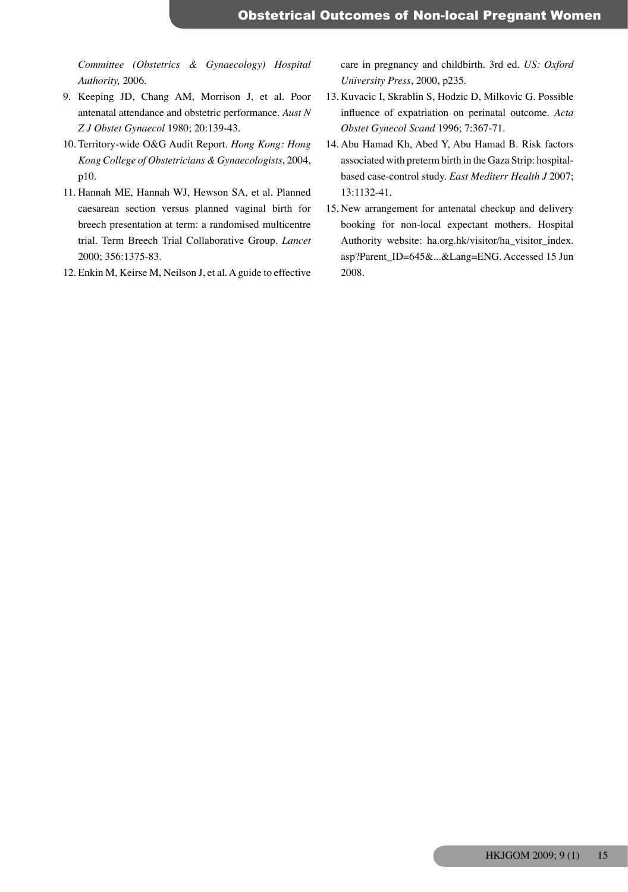*Committee (Obstetrics & Gynaecology) Hospital Authority,* 2006.

9. Keeping JD, Chang AM, Morrison J, et al. Poor antenatal attendance and obstetric performance. *Aust N Z J Obstet Gynaecol* 1980; 20:139-43.
10. Territory-wide O&G Audit Report. *Hong Kong: Hong Kong College of Obstetricians & Gynaecologists*, 2004, p10.
11. Hannah ME, Hannah WJ, Hewson SA, et al. Planned caesarean section versus planned vaginal birth for breech presentation at term: a randomised multicentre trial. Term Breech Trial Collaborative Group. *Lancet* 2000; 356:1375-83.
12. Enkin M, Keirse M, Neilson J, et al. A guide to effective care in pregnancy and childbirth. 3rd ed. *US: Oxford University Press*, 2000, p235.
13. Kuvacic I, Skrablin S, Hodzic D, Milkovic G. Possible influence of expatriation on perinatal outcome. *Acta Obstet Gynecol Scand* 1996; 7:367-71.
14. Abu Hamad Kh, Abed Y, Abu Hamad B. Risk factors associated with preterm birth in the Gaza Strip: hospital-based case-control study. *East Mediterr Health J* 2007; 13:1132-41.
15. New arrangement for antenatal checkup and delivery booking for non-local expectant mothers. Hospital Authority website: ha.org.hk/visitor/ha_visitor_index.asp?Parent_ID=645&...&Lang=ENG. Accessed 15 Jun 2008.